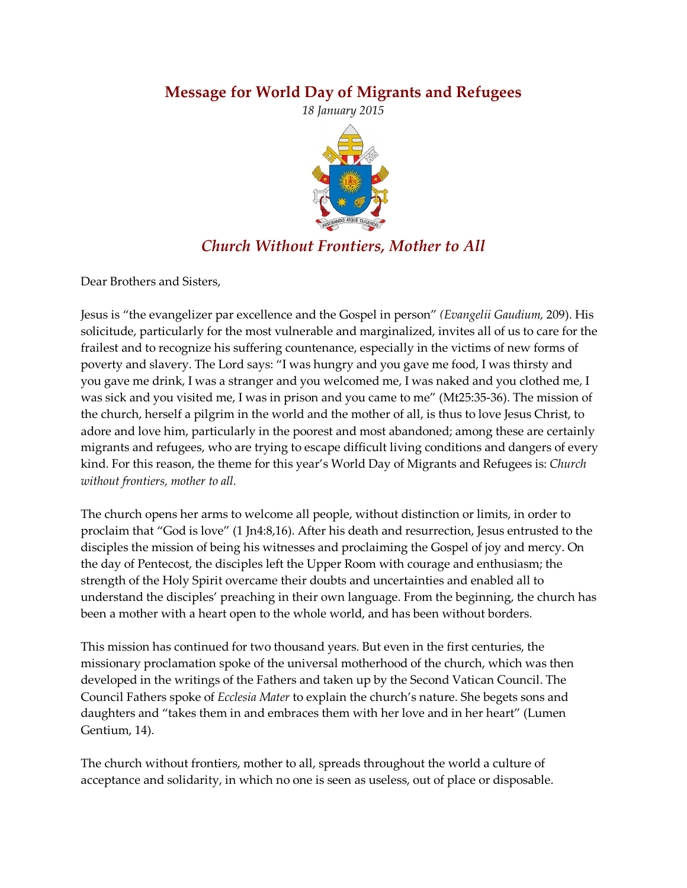# Message for World Day of Migrants and Refugees

*18 January 2015*

## *Church Without Frontiers, Mother to All*

Dear Brothers and Sisters,

Jesus is "the evangelizer par excellence and the Gospel in person" *(Evangelii Gaudium,* 209). His solicitude, particularly for the most vulnerable and marginalized, invites all of us to care for the frailest and to recognize his suffering countenance, especially in the victims of new forms of poverty and slavery. The Lord says: "I was hungry and you gave me food, I was thirsty and you gave me drink, I was a stranger and you welcomed me, I was naked and you clothed me, I was sick and you visited me, I was in prison and you came to me" (Mt25:35-36). The mission of the church, herself a pilgrim in the world and the mother of all, is thus to love Jesus Christ, to adore and love him, particularly in the poorest and most abandoned; among these are certainly migrants and refugees, who are trying to escape difficult living conditions and dangers of every kind. For this reason, the theme for this year's World Day of Migrants and Refugees is: *Church without frontiers, mother to all.*

The church opens her arms to welcome all people, without distinction or limits, in order to proclaim that "God is love" (1 Jn4:8,16). After his death and resurrection, Jesus entrusted to the disciples the mission of being his witnesses and proclaiming the Gospel of joy and mercy. On the day of Pentecost, the disciples left the Upper Room with courage and enthusiasm; the strength of the Holy Spirit overcame their doubts and uncertainties and enabled all to understand the disciples' preaching in their own language. From the beginning, the church has been a mother with a heart open to the whole world, and has been without borders.

This mission has continued for two thousand years. But even in the first centuries, the missionary proclamation spoke of the universal motherhood of the church, which was then developed in the writings of the Fathers and taken up by the Second Vatican Council. The Council Fathers spoke of *Ecclesia Mater* to explain the church's nature. She begets sons and daughters and "takes them in and embraces them with her love and in her heart" (Lumen Gentium, 14).

The church without frontiers, mother to all, spreads throughout the world a culture of acceptance and solidarity, in which no one is seen as useless, out of place or disposable.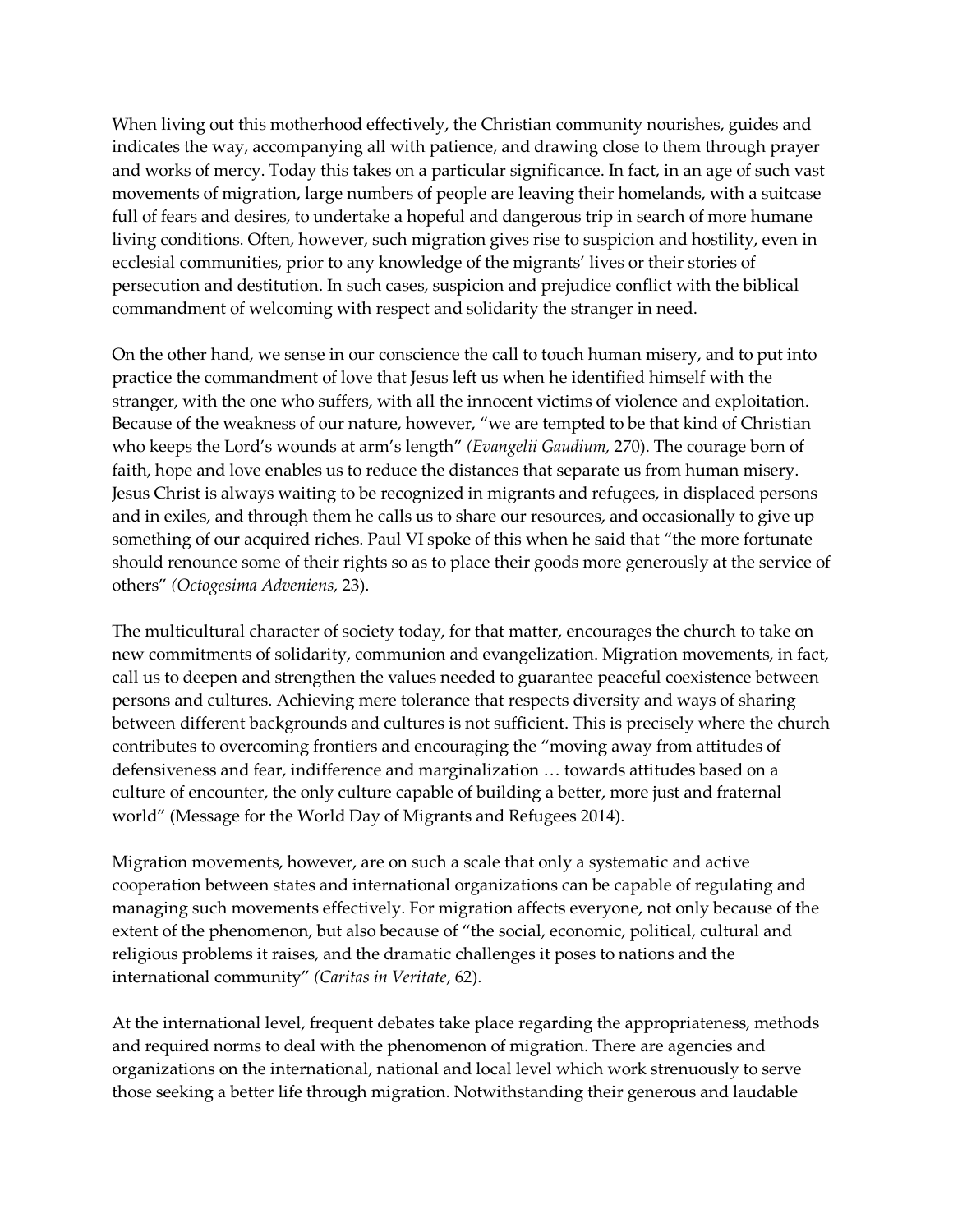When living out this motherhood effectively, the Christian community nourishes, guides and indicates the way, accompanying all with patience, and drawing close to them through prayer and works of mercy. Today this takes on a particular significance. In fact, in an age of such vast movements of migration, large numbers of people are leaving their homelands, with a suitcase full of fears and desires, to undertake a hopeful and dangerous trip in search of more humane living conditions. Often, however, such migration gives rise to suspicion and hostility, even in ecclesial communities, prior to any knowledge of the migrants' lives or their stories of persecution and destitution. In such cases, suspicion and prejudice conflict with the biblical commandment of welcoming with respect and solidarity the stranger in need.

On the other hand, we sense in our conscience the call to touch human misery, and to put into practice the commandment of love that Jesus left us when he identified himself with the stranger, with the one who suffers, with all the innocent victims of violence and exploitation. Because of the weakness of our nature, however, "we are tempted to be that kind of Christian who keeps the Lord's wounds at arm's length" *(Evangelii Gaudium,* 270). The courage born of faith, hope and love enables us to reduce the distances that separate us from human misery. Jesus Christ is always waiting to be recognized in migrants and refugees, in displaced persons and in exiles, and through them he calls us to share our resources, and occasionally to give up something of our acquired riches. Paul VI spoke of this when he said that "the more fortunate should renounce some of their rights so as to place their goods more generously at the service of others" *(Octogesima Adveniens,* 23).

The multicultural character of society today, for that matter, encourages the church to take on new commitments of solidarity, communion and evangelization. Migration movements, in fact, call us to deepen and strengthen the values needed to guarantee peaceful coexistence between persons and cultures. Achieving mere tolerance that respects diversity and ways of sharing between different backgrounds and cultures is not sufficient. This is precisely where the church contributes to overcoming frontiers and encouraging the "moving away from attitudes of defensiveness and fear, indifference and marginalization … towards attitudes based on a culture of encounter, the only culture capable of building a better, more just and fraternal world" (Message for the World Day of Migrants and Refugees 2014).

Migration movements, however, are on such a scale that only a systematic and active cooperation between states and international organizations can be capable of regulating and managing such movements effectively. For migration affects everyone, not only because of the extent of the phenomenon, but also because of "the social, economic, political, cultural and religious problems it raises, and the dramatic challenges it poses to nations and the international community" *(Caritas in Veritate*, 62).

At the international level, frequent debates take place regarding the appropriateness, methods and required norms to deal with the phenomenon of migration. There are agencies and organizations on the international, national and local level which work strenuously to serve those seeking a better life through migration. Notwithstanding their generous and laudable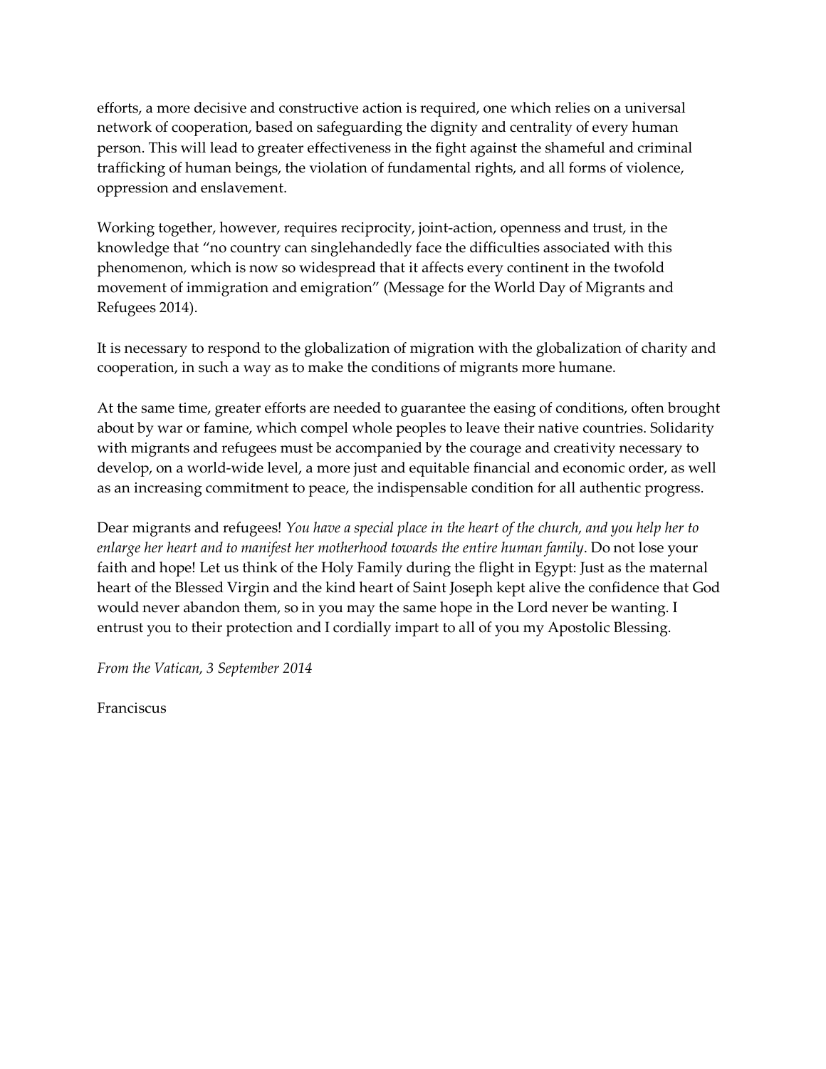efforts, a more decisive and constructive action is required, one which relies on a universal network of cooperation, based on safeguarding the dignity and centrality of every human person. This will lead to greater effectiveness in the fight against the shameful and criminal trafficking of human beings, the violation of fundamental rights, and all forms of violence, oppression and enslavement.

Working together, however, requires reciprocity, joint-action, openness and trust, in the knowledge that "no country can singlehandedly face the difficulties associated with this phenomenon, which is now so widespread that it affects every continent in the twofold movement of immigration and emigration" (Message for the World Day of Migrants and Refugees 2014).

It is necessary to respond to the globalization of migration with the globalization of charity and cooperation, in such a way as to make the conditions of migrants more humane.

At the same time, greater efforts are needed to guarantee the easing of conditions, often brought about by war or famine, which compel whole peoples to leave their native countries. Solidarity with migrants and refugees must be accompanied by the courage and creativity necessary to develop, on a world-wide level, a more just and equitable financial and economic order, as well as an increasing commitment to peace, the indispensable condition for all authentic progress.

Dear migrants and refugees! *You have a special place in the heart of the church, and you help her to enlarge her heart and to manifest her motherhood towards the entire human family*. Do not lose your faith and hope! Let us think of the Holy Family during the flight in Egypt: Just as the maternal heart of the Blessed Virgin and the kind heart of Saint Joseph kept alive the confidence that God would never abandon them, so in you may the same hope in the Lord never be wanting. I entrust you to their protection and I cordially impart to all of you my Apostolic Blessing.

*From the Vatican, 3 September 2014*

Franciscus